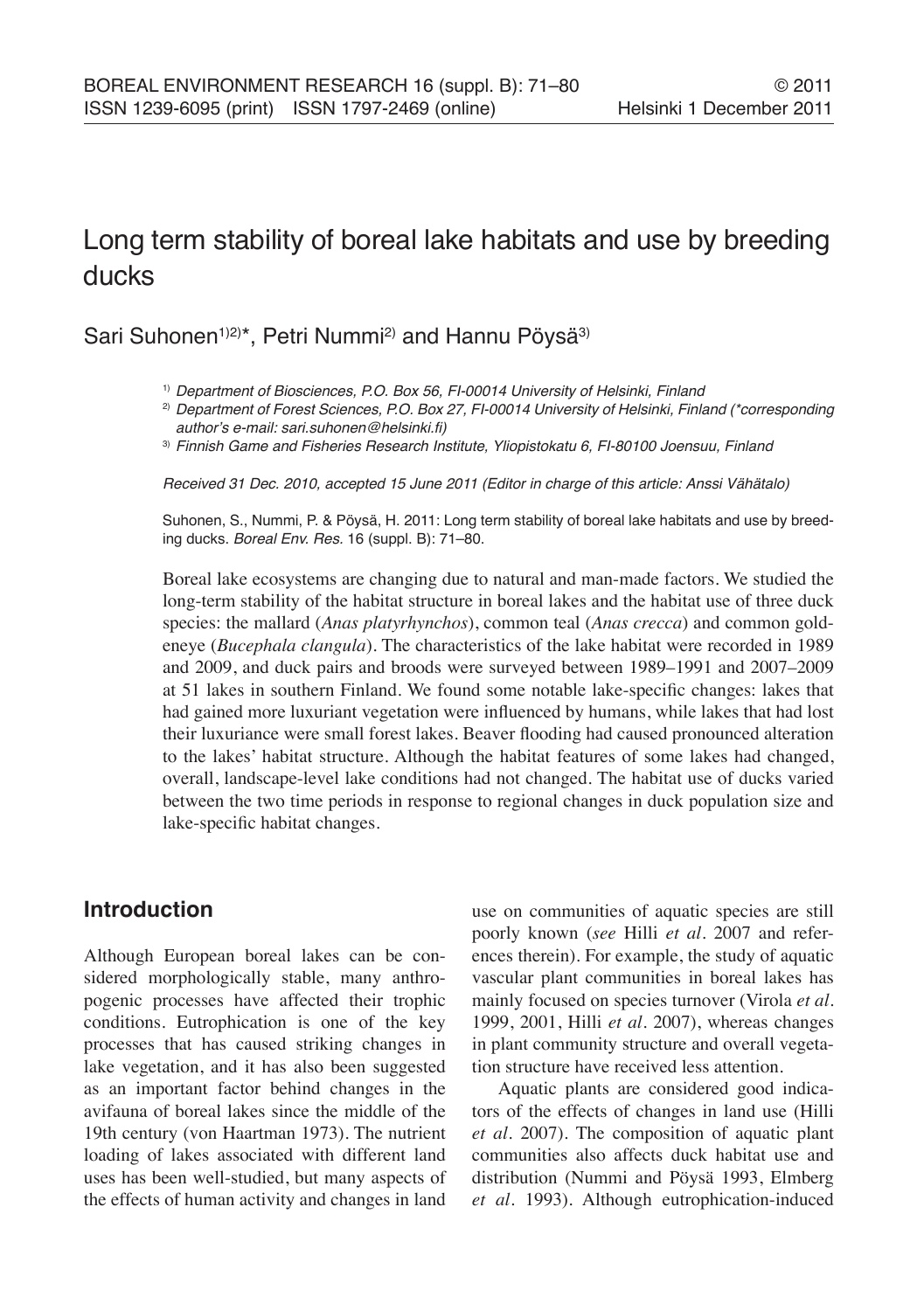# Long term stability of boreal lake habitats and use by breeding ducks

Sari Suhonen[1)2)]*, Petri Nummi[2)] and Hannu Pöysä[3)]

[1)] *Department of Biosciences, P.O. Box 56, FI-00014 University of Helsinki, Finland*

[2)] *Department of Forest Sciences, P.O. Box 27, FI-00014 University of Helsinki, Finland (\*corresponding author's e-mail: sari.suhonen@helsinki.fi)*

[3)] *Finnish Game and Fisheries Research Institute, Yliopistokatu 6, FI-80100 Joensuu, Finland*

*Received 31 Dec. 2010, accepted 15 June 2011 (Editor in charge of this article: Anssi Vähätalo)*

Suhonen, S., Nummi, P. & Pöysä, H. 2011: Long term stability of boreal lake habitats and use by breeding ducks. *Boreal Env. Res.* 16 (suppl. B): 71–80.

Boreal lake ecosystems are changing due to natural and man-made factors. We studied the long-term stability of the habitat structure in boreal lakes and the habitat use of three duck species: the mallard (*Anas platyrhynchos*), common teal (*Anas crecca*) and common goldeneye (*Bucephala clangula*). The characteristics of the lake habitat were recorded in 1989 and 2009, and duck pairs and broods were surveyed between 1989–1991 and 2007–2009 at 51 lakes in southern Finland. We found some notable lake-specific changes: lakes that had gained more luxuriant vegetation were influenced by humans, while lakes that had lost their luxuriance were small forest lakes. Beaver flooding had caused pronounced alteration to the lakes' habitat structure. Although the habitat features of some lakes had changed, overall, landscape-level lake conditions had not changed. The habitat use of ducks varied between the two time periods in response to regional changes in duck population size and lake-specific habitat changes.

## Introduction

Although European boreal lakes can be considered morphologically stable, many anthropogenic processes have affected their trophic conditions. Eutrophication is one of the key processes that has caused striking changes in lake vegetation, and it has also been suggested as an important factor behind changes in the avifauna of boreal lakes since the middle of the 19th century (von Haartman 1973). The nutrient loading of lakes associated with different land uses has been well-studied, but many aspects of the effects of human activity and changes in land use on communities of aquatic species are still poorly known (*see* Hilli *et al*. 2007 and references therein). For example, the study of aquatic vascular plant communities in boreal lakes has mainly focused on species turnover (Virola *et al*. 1999, 2001, Hilli *et al*. 2007), whereas changes in plant community structure and overall vegetation structure have received less attention.

Aquatic plants are considered good indicators of the effects of changes in land use (Hilli *et al*. 2007). The composition of aquatic plant communities also affects duck habitat use and distribution (Nummi and Pöysä 1993, Elmberg *et al*. 1993). Although eutrophication-induced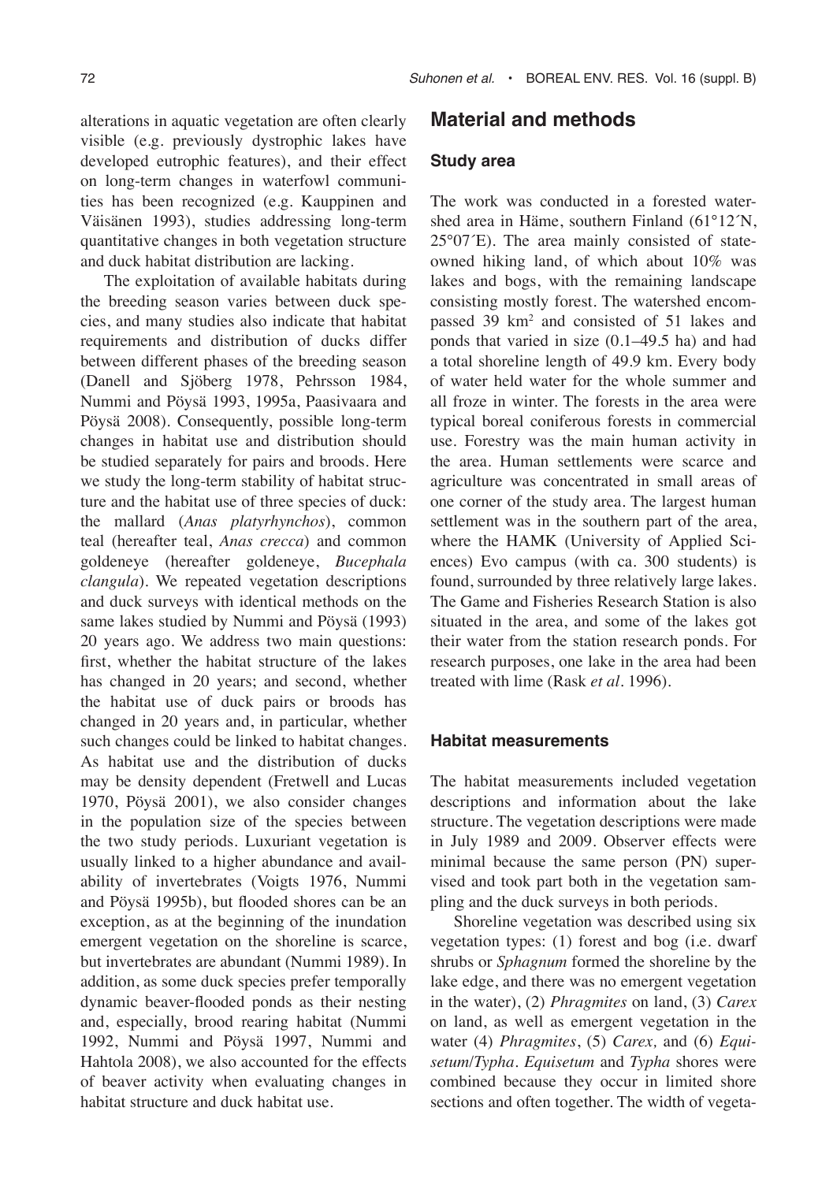alterations in aquatic vegetation are often clearly visible (e.g. previously dystrophic lakes have developed eutrophic features), and their effect on long-term changes in waterfowl communities has been recognized (e.g. Kauppinen and Väisänen 1993), studies addressing long-term quantitative changes in both vegetation structure and duck habitat distribution are lacking.

The exploitation of available habitats during the breeding season varies between duck species, and many studies also indicate that habitat requirements and distribution of ducks differ between different phases of the breeding season (Danell and Sjöberg 1978, Pehrsson 1984, Nummi and Pöysä 1993, 1995a, Paasivaara and Pöysä 2008). Consequently, possible long-term changes in habitat use and distribution should be studied separately for pairs and broods. Here we study the long-term stability of habitat structure and the habitat use of three species of duck: the mallard (*Anas platyrhynchos*), common teal (hereafter teal, *Anas crecca*) and common goldeneye (hereafter goldeneye, *Bucephala clangula*). We repeated vegetation descriptions and duck surveys with identical methods on the same lakes studied by Nummi and Pöysä (1993) 20 years ago. We address two main questions: first, whether the habitat structure of the lakes has changed in 20 years; and second, whether the habitat use of duck pairs or broods has changed in 20 years and, in particular, whether such changes could be linked to habitat changes. As habitat use and the distribution of ducks may be density dependent (Fretwell and Lucas 1970, Pöysä 2001), we also consider changes in the population size of the species between the two study periods. Luxuriant vegetation is usually linked to a higher abundance and availability of invertebrates (Voigts 1976, Nummi and Pöysä 1995b), but flooded shores can be an exception, as at the beginning of the inundation emergent vegetation on the shoreline is scarce, but invertebrates are abundant (Nummi 1989). In addition, as some duck species prefer temporally dynamic beaver-flooded ponds as their nesting and, especially, brood rearing habitat (Nummi 1992, Nummi and Pöysä 1997, Nummi and Hahtola 2008), we also accounted for the effects of beaver activity when evaluating changes in habitat structure and duck habitat use.

## Material and methods

### Study area

The work was conducted in a forested watershed area in Häme, southern Finland (61°12´N, 25°07´E). The area mainly consisted of state-owned hiking land, of which about 10% was lakes and bogs, with the remaining landscape consisting mostly forest. The watershed encompassed 39 km$^2$ and consisted of 51 lakes and ponds that varied in size (0.1–49.5 ha) and had a total shoreline length of 49.9 km. Every body of water held water for the whole summer and all froze in winter. The forests in the area were typical boreal coniferous forests in commercial use. Forestry was the main human activity in the area. Human settlements were scarce and agriculture was concentrated in small areas of one corner of the study area. The largest human settlement was in the southern part of the area, where the HAMK (University of Applied Sciences) Evo campus (with ca. 300 students) is found, surrounded by three relatively large lakes. The Game and Fisheries Research Station is also situated in the area, and some of the lakes got their water from the station research ponds. For research purposes, one lake in the area had been treated with lime (Rask *et al.* 1996).

### Habitat measurements

The habitat measurements included vegetation descriptions and information about the lake structure. The vegetation descriptions were made in July 1989 and 2009. Observer effects were minimal because the same person (PN) supervised and took part both in the vegetation sampling and the duck surveys in both periods.

Shoreline vegetation was described using six vegetation types: (1) forest and bog (i.e. dwarf shrubs or *Sphagnum* formed the shoreline by the lake edge, and there was no emergent vegetation in the water), (2) *Phragmites* on land, (3) *Carex* on land, as well as emergent vegetation in the water (4) *Phragmites*, (5) *Carex,* and (6) *Equisetum*/*Typha*. *Equisetum* and *Typha* shores were combined because they occur in limited shore sections and often together. The width of vegeta-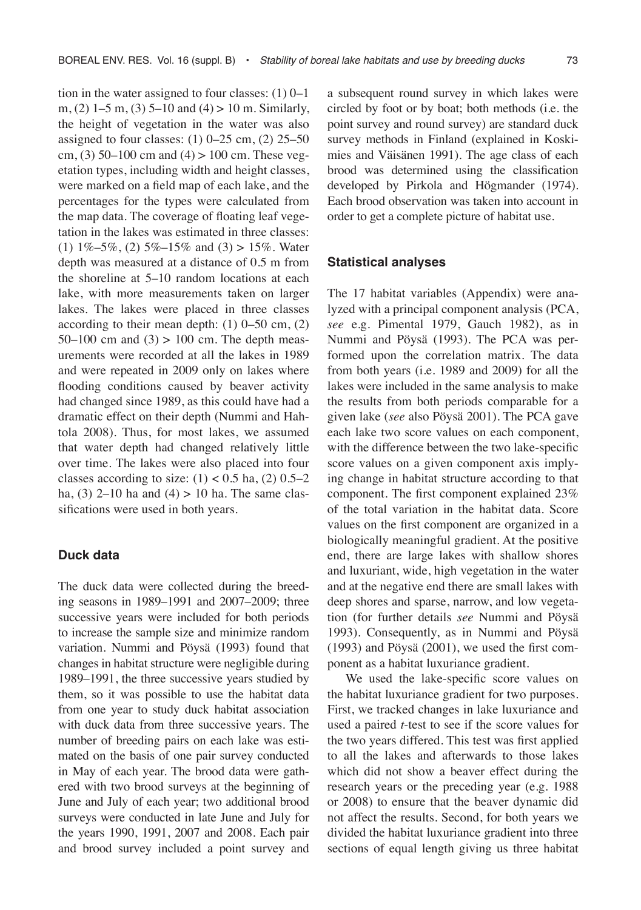tion in the water assigned to four classes: (1) 0–1 m, (2) 1–5 m, (3) 5–10 and (4) > 10 m. Similarly, the height of vegetation in the water was also assigned to four classes: (1) 0–25 cm, (2) 25–50 cm, (3) 50–100 cm and (4) > 100 cm. These vegetation types, including width and height classes, were marked on a field map of each lake, and the percentages for the types were calculated from the map data. The coverage of floating leaf vegetation in the lakes was estimated in three classes: (1) 1%–5%, (2) 5%–15% and (3) > 15%. Water depth was measured at a distance of 0.5 m from the shoreline at 5–10 random locations at each lake, with more measurements taken on larger lakes. The lakes were placed in three classes according to their mean depth: (1) 0–50 cm, (2) 50–100 cm and (3) > 100 cm. The depth measurements were recorded at all the lakes in 1989 and were repeated in 2009 only on lakes where flooding conditions caused by beaver activity had changed since 1989, as this could have had a dramatic effect on their depth (Nummi and Hahtola 2008). Thus, for most lakes, we assumed that water depth had changed relatively little over time. The lakes were also placed into four classes according to size: (1) < 0.5 ha, (2) 0.5–2 ha, (3) 2–10 ha and (4) > 10 ha. The same classifications were used in both years.

### Duck data

The duck data were collected during the breeding seasons in 1989–1991 and 2007–2009; three successive years were included for both periods to increase the sample size and minimize random variation. Nummi and Pöysä (1993) found that changes in habitat structure were negligible during 1989–1991, the three successive years studied by them, so it was possible to use the habitat data from one year to study duck habitat association with duck data from three successive years. The number of breeding pairs on each lake was estimated on the basis of one pair survey conducted in May of each year. The brood data were gathered with two brood surveys at the beginning of June and July of each year; two additional brood surveys were conducted in late June and July for the years 1990, 1991, 2007 and 2008. Each pair and brood survey included a point survey and a subsequent round survey in which lakes were circled by foot or by boat; both methods (i.e. the point survey and round survey) are standard duck survey methods in Finland (explained in Koskimies and Väisänen 1991). The age class of each brood was determined using the classification developed by Pirkola and Högmander (1974). Each brood observation was taken into account in order to get a complete picture of habitat use.

### Statistical analyses

The 17 habitat variables (Appendix) were analyzed with a principal component analysis (PCA, *see* e.g. Pimental 1979, Gauch 1982), as in Nummi and Pöysä (1993). The PCA was performed upon the correlation matrix. The data from both years (i.e. 1989 and 2009) for all the lakes were included in the same analysis to make the results from both periods comparable for a given lake (*see* also Pöysä 2001). The PCA gave each lake two score values on each component, with the difference between the two lake-specific score values on a given component axis implying change in habitat structure according to that component. The first component explained 23% of the total variation in the habitat data. Score values on the first component are organized in a biologically meaningful gradient. At the positive end, there are large lakes with shallow shores and luxuriant, wide, high vegetation in the water and at the negative end there are small lakes with deep shores and sparse, narrow, and low vegetation (for further details *see* Nummi and Pöysä 1993). Consequently, as in Nummi and Pöysä (1993) and Pöysä (2001), we used the first component as a habitat luxuriance gradient.

We used the lake-specific score values on the habitat luxuriance gradient for two purposes. First, we tracked changes in lake luxuriance and used a paired $t$-test to see if the score values for the two years differed. This test was first applied to all the lakes and afterwards to those lakes which did not show a beaver effect during the research years or the preceding year (e.g. 1988 or 2008) to ensure that the beaver dynamic did not affect the results. Second, for both years we divided the habitat luxuriance gradient into three sections of equal length giving us three habitat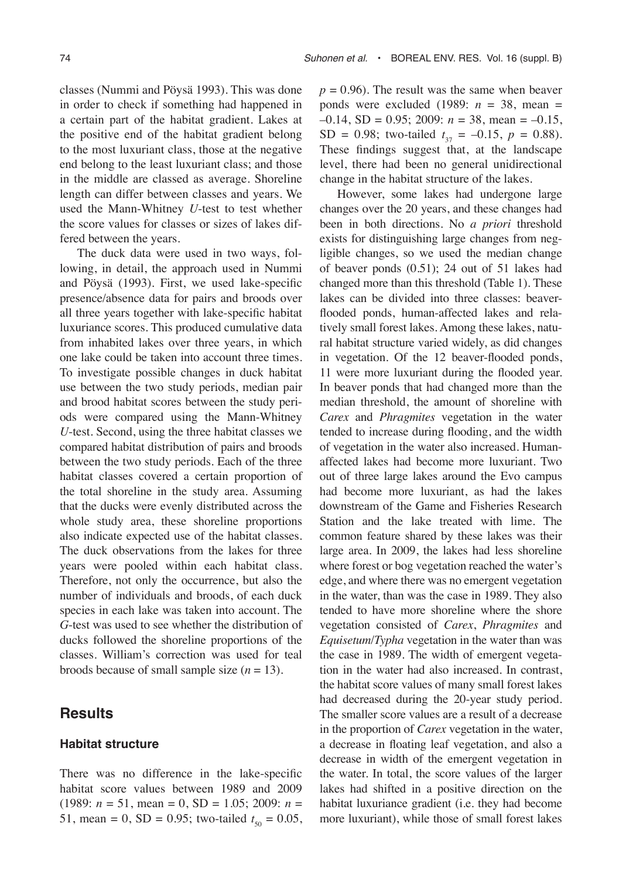classes (Nummi and Pöysä 1993). This was done in order to check if something had happened in a certain part of the habitat gradient. Lakes at the positive end of the habitat gradient belong to the most luxuriant class, those at the negative end belong to the least luxuriant class; and those in the middle are classed as average. Shoreline length can differ between classes and years. We used the Mann-Whitney *U*-test to test whether the score values for classes or sizes of lakes differed between the years.

The duck data were used in two ways, following, in detail, the approach used in Nummi and Pöysä (1993). First, we used lake-specific presence/absence data for pairs and broods over all three years together with lake-specific habitat luxuriance scores. This produced cumulative data from inhabited lakes over three years, in which one lake could be taken into account three times. To investigate possible changes in duck habitat use between the two study periods, median pair and brood habitat scores between the study periods were compared using the Mann-Whitney *U*-test. Second, using the three habitat classes we compared habitat distribution of pairs and broods between the two study periods. Each of the three habitat classes covered a certain proportion of the total shoreline in the study area. Assuming that the ducks were evenly distributed across the whole study area, these shoreline proportions also indicate expected use of the habitat classes. The duck observations from the lakes for three years were pooled within each habitat class. Therefore, not only the occurrence, but also the number of individuals and broods, of each duck species in each lake was taken into account. The *G*-test was used to see whether the distribution of ducks followed the shoreline proportions of the classes. William's correction was used for teal broods because of small sample size ($n = 13$).

## Results

### Habitat structure

There was no difference in the lake-specific habitat score values between 1989 and 2009 (1989: $n = 51$, mean = 0, SD = 1.05; 2009: $n = 51$, mean = 0, SD = 0.95; two-tailed $t_{50} = 0.05$, $p = 0.96$). The result was the same when beaver ponds were excluded (1989: $n = 38$, mean = –0.14, SD = 0.95; 2009: $n = 38$, mean = –0.15, SD = 0.98; two-tailed $t_{37} = -0.15$, $p = 0.88$). These findings suggest that, at the landscape level, there had been no general unidirectional change in the habitat structure of the lakes.

However, some lakes had undergone large changes over the 20 years, and these changes had been in both directions. No *a priori* threshold exists for distinguishing large changes from negligible changes, so we used the median change of beaver ponds (0.51); 24 out of 51 lakes had changed more than this threshold (Table 1). These lakes can be divided into three classes: beaver-flooded ponds, human-affected lakes and relatively small forest lakes. Among these lakes, natural habitat structure varied widely, as did changes in vegetation. Of the 12 beaver-flooded ponds, 11 were more luxuriant during the flooded year. In beaver ponds that had changed more than the median threshold, the amount of shoreline with *Carex* and *Phragmites* vegetation in the water tended to increase during flooding, and the width of vegetation in the water also increased. Human-affected lakes had become more luxuriant. Two out of three large lakes around the Evo campus had become more luxuriant, as had the lakes downstream of the Game and Fisheries Research Station and the lake treated with lime. The common feature shared by these lakes was their large area. In 2009, the lakes had less shoreline where forest or bog vegetation reached the water's edge, and where there was no emergent vegetation in the water, than was the case in 1989. They also tended to have more shoreline where the shore vegetation consisted of *Carex*, *Phragmites* and *Equisetum*/*Typha* vegetation in the water than was the case in 1989. The width of emergent vegetation in the water had also increased. In contrast, the habitat score values of many small forest lakes had decreased during the 20-year study period. The smaller score values are a result of a decrease in the proportion of *Carex* vegetation in the water, a decrease in floating leaf vegetation, and also a decrease in width of the emergent vegetation in the water. In total, the score values of the larger lakes had shifted in a positive direction on the habitat luxuriance gradient (i.e. they had become more luxuriant), while those of small forest lakes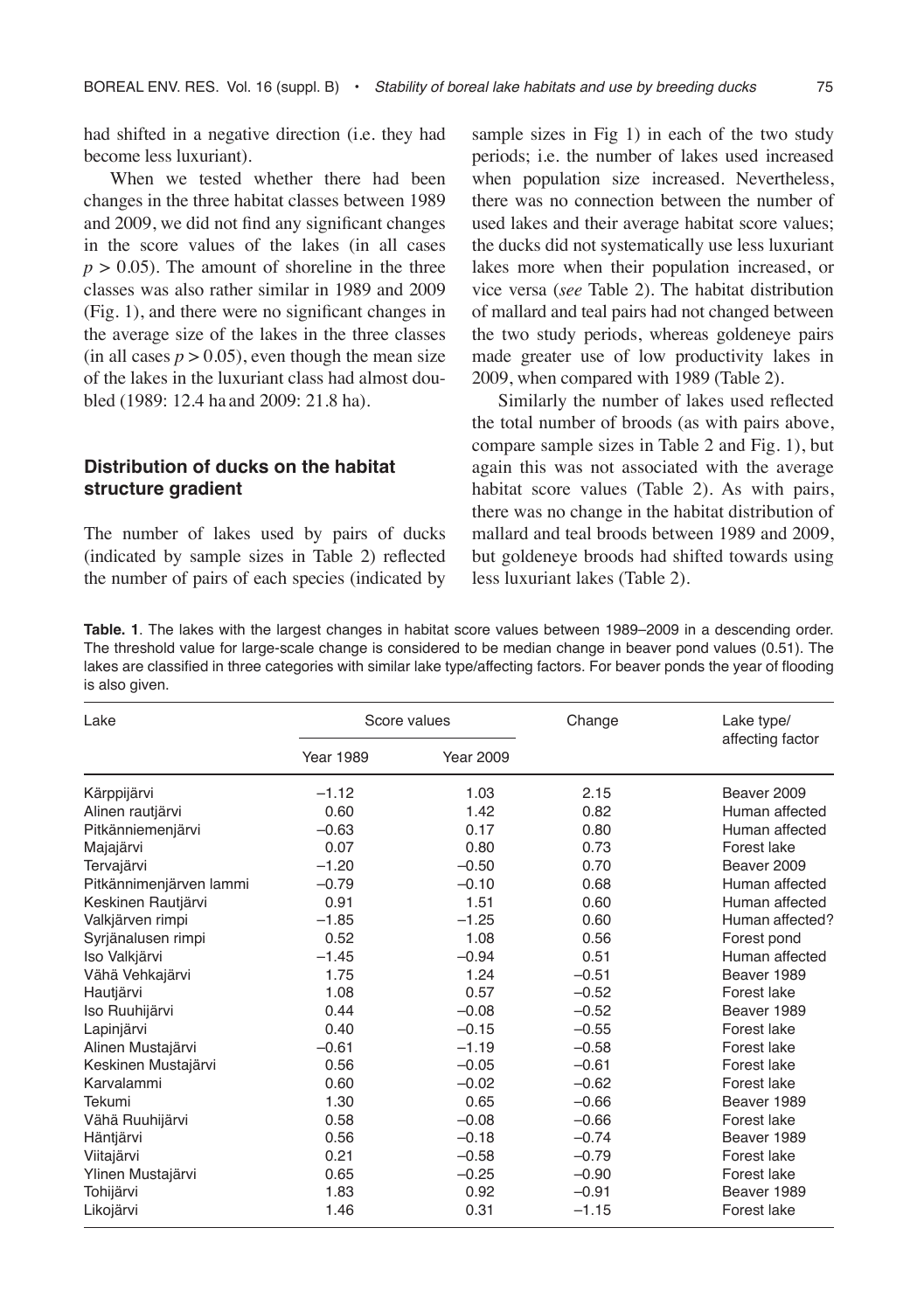had shifted in a negative direction (i.e. they had become less luxuriant).

When we tested whether there had been changes in the three habitat classes between 1989 and 2009, we did not find any significant changes in the score values of the lakes (in all cases $p > 0.05$). The amount of shoreline in the three classes was also rather similar in 1989 and 2009 (Fig. 1), and there were no significant changes in the average size of the lakes in the three classes (in all cases $p > 0.05$), even though the mean size of the lakes in the luxuriant class had almost doubled (1989: 12.4 ha and 2009: 21.8 ha).

### Distribution of ducks on the habitat structure gradient

The number of lakes used by pairs of ducks (indicated by sample sizes in Table 2) reflected the number of pairs of each species (indicated by sample sizes in Fig 1) in each of the two study periods; i.e. the number of lakes used increased when population size increased. Nevertheless, there was no connection between the number of used lakes and their average habitat score values; the ducks did not systematically use less luxuriant lakes more when their population increased, or vice versa (*see* Table 2). The habitat distribution of mallard and teal pairs had not changed between the two study periods, whereas goldeneye pairs made greater use of low productivity lakes in 2009, when compared with 1989 (Table 2).

Similarly the number of lakes used reflected the total number of broods (as with pairs above, compare sample sizes in Table 2 and Fig. 1), but again this was not associated with the average habitat score values (Table 2). As with pairs, there was no change in the habitat distribution of mallard and teal broods between 1989 and 2009, but goldeneye broods had shifted towards using less luxuriant lakes (Table 2).

**Table. 1**. The lakes with the largest changes in habitat score values between 1989–2009 in a descending order. The threshold value for large-scale change is considered to be median change in beaver pond values (0.51). The lakes are classified in three categories with similar lake type/affecting factors. For beaver ponds the year of flooding is also given.

| Lake | Score values | | Change | Lake type/ affecting factor |
|---|---|---|---|---|
| | Year 1989 | Year 2009 | | |
| Kärppijärvi | −1.12 | 1.03 | 2.15 | Beaver 2009 |
| Alinen rautjärvi | 0.60 | 1.42 | 0.82 | Human affected |
| Pitkänniemenjärvi | −0.63 | 0.17 | 0.80 | Human affected |
| Majajärvi | 0.07 | 0.80 | 0.73 | Forest lake |
| Tervajärvi | −1.20 | −0.50 | 0.70 | Beaver 2009 |
| Pitkännimenjärven lammi | −0.79 | −0.10 | 0.68 | Human affected |
| Keskinen Rautjärvi | 0.91 | 1.51 | 0.60 | Human affected |
| Valkjärven rimpi | −1.85 | −1.25 | 0.60 | Human affected? |
| Syrjänalusen rimpi | 0.52 | 1.08 | 0.56 | Forest pond |
| Iso Valkjärvi | −1.45 | −0.94 | 0.51 | Human affected |
| Vähä Vehkajärvi | 1.75 | 1.24 | −0.51 | Beaver 1989 |
| Hautjärvi | 1.08 | 0.57 | −0.52 | Forest lake |
| Iso Ruuhijärvi | 0.44 | −0.08 | −0.52 | Beaver 1989 |
| Lapinjärvi | 0.40 | −0.15 | −0.55 | Forest lake |
| Alinen Mustajärvi | −0.61 | −1.19 | −0.58 | Forest lake |
| Keskinen Mustajärvi | 0.56 | −0.05 | −0.61 | Forest lake |
| Karvalammi | 0.60 | −0.02 | −0.62 | Forest lake |
| Tekumi | 1.30 | 0.65 | −0.66 | Beaver 1989 |
| Vähä Ruuhijärvi | 0.58 | −0.08 | −0.66 | Forest lake |
| Häntjärvi | 0.56 | −0.18 | −0.74 | Beaver 1989 |
| Viitajärvi | 0.21 | −0.58 | −0.79 | Forest lake |
| Ylinen Mustajärvi | 0.65 | −0.25 | −0.90 | Forest lake |
| Tohijärvi | 1.83 | 0.92 | −0.91 | Beaver 1989 |
| Likojärvi | 1.46 | 0.31 | −1.15 | Forest lake |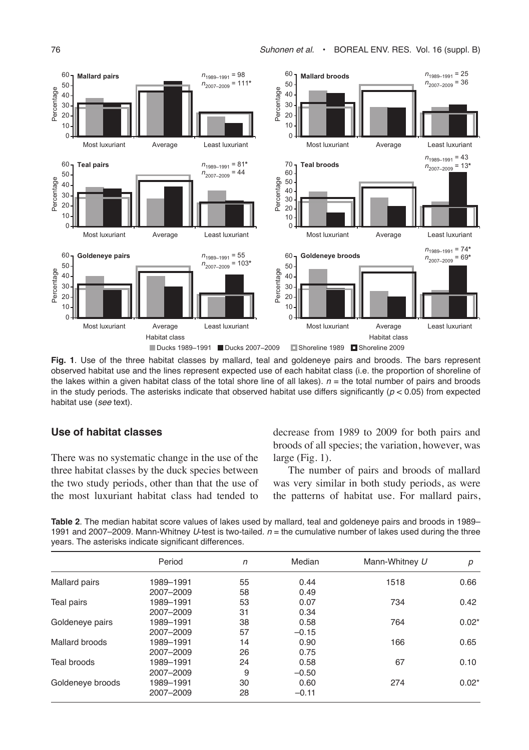**Fig. 1**. Use of the three habitat classes by mallard, teal and goldeneye pairs and broods. The bars represent observed habitat use and the lines represent expected use of each habitat class (i.e. the proportion of shoreline of the lakes within a given habitat class of the total shore line of all lakes). $n$ = the total number of pairs and broods in the study periods. The asterisks indicate that observed habitat use differs significantly ($p < 0.05$) from expected habitat use (*see* text).

### Use of habitat classes

There was no systematic change in the use of the three habitat classes by the duck species between the two study periods, other than that the use of the most luxuriant habitat class had tended to decrease from 1989 to 2009 for both pairs and broods of all species; the variation, however, was large (Fig. 1).

The number of pairs and broods of mallard was very similar in both study periods, as were the patterns of habitat use. For mallard pairs,

**Table 2**. The median habitat score values of lakes used by mallard, teal and goldeneye pairs and broods in 1989–1991 and 2007–2009. Mann-Whitney $U$-test is two-tailed. $n$ = the cumulative number of lakes used during the three years. The asterisks indicate significant differences.

| | Period | $n$ | Median | Mann-Whitney $U$ | $p$ |
|---|---|---|---|---|---|
| Mallard pairs | 1989–1991 | 55 | 0.44 | 1518 | 0.66 |
| | 2007–2009 | 58 | 0.49 | | |
| Teal pairs | 1989–1991 | 53 | 0.07 | 734 | 0.42 |
| | 2007–2009 | 31 | 0.34 | | |
| Goldeneye pairs | 1989–1991 | 38 | 0.58 | 764 | 0.02* |
| | 2007–2009 | 57 | –0.15 | | |
| Mallard broods | 1989–1991 | 14 | 0.90 | 166 | 0.65 |
| | 2007–2009 | 26 | 0.75 | | |
| Teal broods | 1989–1991 | 24 | 0.58 | 67 | 0.10 |
| | 2007–2009 | 9 | –0.50 | | |
| Goldeneye broods | 1989–1991 | 30 | 0.60 | 274 | 0.02* |
| | 2007–2009 | 28 | –0.11 | | |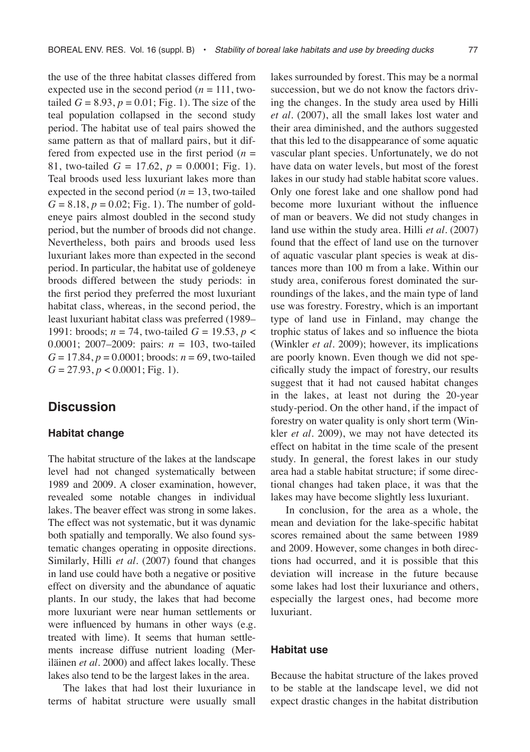the use of the three habitat classes differed from expected use in the second period ($n$ = 111, two-tailed $G$ = 8.93, $p$ = 0.01; Fig. 1). The size of the teal population collapsed in the second study period. The habitat use of teal pairs showed the same pattern as that of mallard pairs, but it differed from expected use in the first period ($n$ = 81, two-tailed $G$ = 17.62, $p$ = 0.0001; Fig. 1). Teal broods used less luxuriant lakes more than expected in the second period ($n$ = 13, two-tailed $G$ = 8.18, $p$ = 0.02; Fig. 1). The number of goldeneye pairs almost doubled in the second study period, but the number of broods did not change. Nevertheless, both pairs and broods used less luxuriant lakes more than expected in the second period. In particular, the habitat use of goldeneye broods differed between the study periods: in the first period they preferred the most luxuriant habitat class, whereas, in the second period, the least luxuriant habitat class was preferred (1989–1991: broods; $n$ = 74, two-tailed $G$ = 19.53, $p$ < 0.0001; 2007–2009: pairs: $n$ = 103, two-tailed $G$ = 17.84, $p$ = 0.0001; broods: $n$ = 69, two-tailed $G$ = 27.93, $p$ < 0.0001; Fig. 1).

## Discussion

### Habitat change

The habitat structure of the lakes at the landscape level had not changed systematically between 1989 and 2009. A closer examination, however, revealed some notable changes in individual lakes. The beaver effect was strong in some lakes. The effect was not systematic, but it was dynamic both spatially and temporally. We also found systematic changes operating in opposite directions. Similarly, Hilli *et al*. (2007) found that changes in land use could have both a negative or positive effect on diversity and the abundance of aquatic plants. In our study, the lakes that had become more luxuriant were near human settlements or were influenced by humans in other ways (e.g. treated with lime). It seems that human settlements increase diffuse nutrient loading (Meriläinen *et al*. 2000) and affect lakes locally. These lakes also tend to be the largest lakes in the area.

The lakes that had lost their luxuriance in terms of habitat structure were usually small lakes surrounded by forest. This may be a normal succession, but we do not know the factors driving the changes. In the study area used by Hilli *et al*. (2007), all the small lakes lost water and their area diminished, and the authors suggested that this led to the disappearance of some aquatic vascular plant species. Unfortunately, we do not have data on water levels, but most of the forest lakes in our study had stable habitat score values. Only one forest lake and one shallow pond had become more luxuriant without the influence of man or beavers. We did not study changes in land use within the study area. Hilli *et al*. (2007) found that the effect of land use on the turnover of aquatic vascular plant species is weak at distances more than 100 m from a lake. Within our study area, coniferous forest dominated the surroundings of the lakes, and the main type of land use was forestry. Forestry, which is an important type of land use in Finland, may change the trophic status of lakes and so influence the biota (Winkler *et al*. 2009); however, its implications are poorly known. Even though we did not specifically study the impact of forestry, our results suggest that it had not caused habitat changes in the lakes, at least not during the 20-year study-period. On the other hand, if the impact of forestry on water quality is only short term (Winkler *et al*. 2009), we may not have detected its effect on habitat in the time scale of the present study. In general, the forest lakes in our study area had a stable habitat structure; if some directional changes had taken place, it was that the lakes may have become slightly less luxuriant.

In conclusion, for the area as a whole, the mean and deviation for the lake-specific habitat scores remained about the same between 1989 and 2009. However, some changes in both directions had occurred, and it is possible that this deviation will increase in the future because some lakes had lost their luxuriance and others, especially the largest ones, had become more luxuriant.

### Habitat use

Because the habitat structure of the lakes proved to be stable at the landscape level, we did not expect drastic changes in the habitat distribution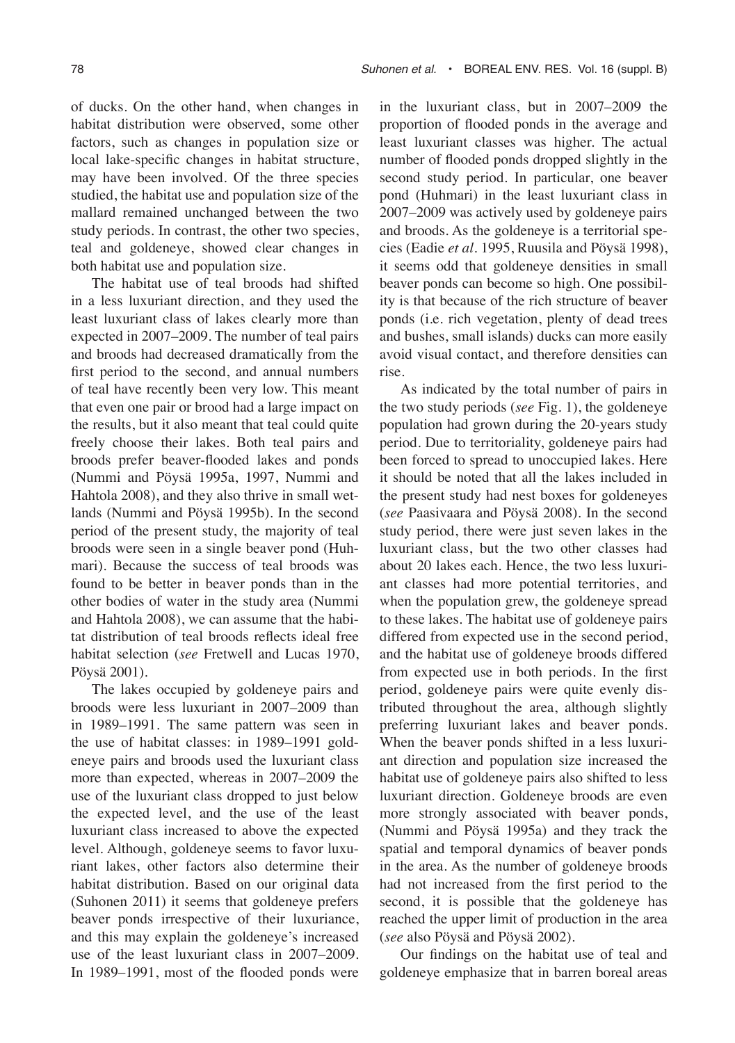of ducks. On the other hand, when changes in habitat distribution were observed, some other factors, such as changes in population size or local lake-specific changes in habitat structure, may have been involved. Of the three species studied, the habitat use and population size of the mallard remained unchanged between the two study periods. In contrast, the other two species, teal and goldeneye, showed clear changes in both habitat use and population size.

The habitat use of teal broods had shifted in a less luxuriant direction, and they used the least luxuriant class of lakes clearly more than expected in 2007–2009. The number of teal pairs and broods had decreased dramatically from the first period to the second, and annual numbers of teal have recently been very low. This meant that even one pair or brood had a large impact on the results, but it also meant that teal could quite freely choose their lakes. Both teal pairs and broods prefer beaver-flooded lakes and ponds (Nummi and Pöysä 1995a, 1997, Nummi and Hahtola 2008), and they also thrive in small wetlands (Nummi and Pöysä 1995b). In the second period of the present study, the majority of teal broods were seen in a single beaver pond (Huhmari). Because the success of teal broods was found to be better in beaver ponds than in the other bodies of water in the study area (Nummi and Hahtola 2008), we can assume that the habitat distribution of teal broods reflects ideal free habitat selection (*see* Fretwell and Lucas 1970, Pöysä 2001).

The lakes occupied by goldeneye pairs and broods were less luxuriant in 2007–2009 than in 1989–1991. The same pattern was seen in the use of habitat classes: in 1989–1991 goldeneye pairs and broods used the luxuriant class more than expected, whereas in 2007–2009 the use of the luxuriant class dropped to just below the expected level, and the use of the least luxuriant class increased to above the expected level. Although, goldeneye seems to favor luxuriant lakes, other factors also determine their habitat distribution. Based on our original data (Suhonen 2011) it seems that goldeneye prefers beaver ponds irrespective of their luxuriance, and this may explain the goldeneye's increased use of the least luxuriant class in 2007–2009. In 1989–1991, most of the flooded ponds were in the luxuriant class, but in 2007–2009 the proportion of flooded ponds in the average and least luxuriant classes was higher. The actual number of flooded ponds dropped slightly in the second study period. In particular, one beaver pond (Huhmari) in the least luxuriant class in 2007–2009 was actively used by goldeneye pairs and broods. As the goldeneye is a territorial species (Eadie *et al*. 1995, Ruusila and Pöysä 1998), it seems odd that goldeneye densities in small beaver ponds can become so high. One possibility is that because of the rich structure of beaver ponds (i.e. rich vegetation, plenty of dead trees and bushes, small islands) ducks can more easily avoid visual contact, and therefore densities can rise.

As indicated by the total number of pairs in the two study periods (*see* Fig. 1), the goldeneye population had grown during the 20-years study period. Due to territoriality, goldeneye pairs had been forced to spread to unoccupied lakes. Here it should be noted that all the lakes included in the present study had nest boxes for goldeneyes (*see* Paasivaara and Pöysä 2008). In the second study period, there were just seven lakes in the luxuriant class, but the two other classes had about 20 lakes each. Hence, the two less luxuriant classes had more potential territories, and when the population grew, the goldeneye spread to these lakes. The habitat use of goldeneye pairs differed from expected use in the second period, and the habitat use of goldeneye broods differed from expected use in both periods. In the first period, goldeneye pairs were quite evenly distributed throughout the area, although slightly preferring luxuriant lakes and beaver ponds. When the beaver ponds shifted in a less luxuriant direction and population size increased the habitat use of goldeneye pairs also shifted to less luxuriant direction. Goldeneye broods are even more strongly associated with beaver ponds, (Nummi and Pöysä 1995a) and they track the spatial and temporal dynamics of beaver ponds in the area. As the number of goldeneye broods had not increased from the first period to the second, it is possible that the goldeneye has reached the upper limit of production in the area (*see* also Pöysä and Pöysä 2002).

Our findings on the habitat use of teal and goldeneye emphasize that in barren boreal areas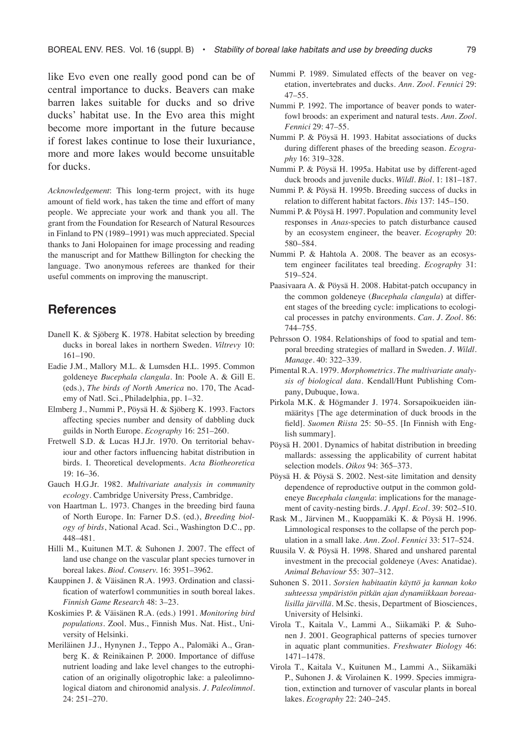like Evo even one really good pond can be of central importance to ducks. Beavers can make barren lakes suitable for ducks and so drive ducks' habitat use. In the Evo area this might become more important in the future because if forest lakes continue to lose their luxuriance, more and more lakes would become unsuitable for ducks.

*Acknowledgement*: This long-term project, with its huge amount of field work, has taken the time and effort of many people. We appreciate your work and thank you all. The grant from the Foundation for Research of Natural Resources in Finland to PN (1989–1991) was much appreciated. Special thanks to Jani Holopainen for image processing and reading the manuscript and for Matthew Billington for checking the language. Two anonymous referees are thanked for their useful comments on improving the manuscript.

## References

Danell K. & Sjöberg K. 1978. Habitat selection by breeding ducks in boreal lakes in northern Sweden. *Viltrevy* 10: 161–190.

Eadie J.M., Mallory M.L. & Lumsden H.L. 1995. Common goldeneye *Bucephala clangula*. In: Poole A. & Gill E. (eds.), *The birds of North America* no. 170, The Academy of Natl. Sci., Philadelphia, pp. 1–32.

Elmberg J., Nummi P., Pöysä H. & Sjöberg K. 1993. Factors affecting species number and density of dabbling duck guilds in North Europe. *Ecography* 16: 251–260.

Fretwell S.D. & Lucas H.J.Jr. 1970. On territorial behaviour and other factors influencing habitat distribution in birds. I. Theoretical developments. *Acta Biotheoretica* 19: 16–36.

Gauch H.G.Jr. 1982. *Multivariate analysis in community ecology*. Cambridge University Press, Cambridge.

von Haartman L. 1973. Changes in the breeding bird fauna of North Europe. In: Farner D.S. (ed.), *Breeding biology of birds*, National Acad. Sci., Washington D.C., pp. 448–481.

Hilli M., Kuitunen M.T. & Suhonen J. 2007. The effect of land use change on the vascular plant species turnover in boreal lakes. *Biod. Conserv.* 16: 3951–3962.

Kauppinen J. & Väisänen R.A. 1993. Ordination and classification of waterfowl communities in south boreal lakes. *Finnish Game Research* 48: 3–23.

Koskimies P. & Väisänen R.A. (eds.) 1991. *Monitoring bird populations*. Zool. Mus., Finnish Mus. Nat. Hist., University of Helsinki.

Meriläinen J.J., Hynynen J., Teppo A., Palomäki A., Granberg K. & Reinikainen P. 2000. Importance of diffuse nutrient loading and lake level changes to the eutrophication of an originally oligotrophic lake: a paleolimnological diatom and chironomid analysis. *J. Paleolimnol.* 24: 251–270.

Nummi P. 1989. Simulated effects of the beaver on vegetation, invertebrates and ducks. *Ann. Zool. Fennici* 29: 47–55.

Nummi P. 1992. The importance of beaver ponds to waterfowl broods: an experiment and natural tests. *Ann. Zool. Fennici* 29: 47–55.

Nummi P. & Pöysä H. 1993. Habitat associations of ducks during different phases of the breeding season. *Ecography* 16: 319–328.

Nummi P. & Pöysä H. 1995a. Habitat use by different-aged duck broods and juvenile ducks. *Wildl. Biol.* 1: 181–187.

Nummi P. & Pöysä H. 1995b. Breeding success of ducks in relation to different habitat factors. *Ibis* 137: 145–150.

Nummi P. & Pöysä H. 1997. Population and community level responses in *Anas*-species to patch disturbance caused by an ecosystem engineer, the beaver. *Ecography* 20: 580–584.

Nummi P. & Hahtola A. 2008. The beaver as an ecosystem engineer facilitates teal breeding. *Ecography* 31: 519–524.

Paasivaara A. & Pöysä H. 2008. Habitat-patch occupancy in the common goldeneye (*Bucephala clangula*) at different stages of the breeding cycle: implications to ecological processes in patchy environments. *Can. J. Zool.* 86: 744–755.

Pehrsson O. 1984. Relationships of food to spatial and temporal breeding strategies of mallard in Sweden. *J. Wildl. Manage.* 40: 322–339.

Pimental R.A. 1979. *Morphometrics. The multivariate analysis of biological data*. Kendall/Hunt Publishing Company, Dubuque, Iowa.

Pirkola M.K. & Högmander J. 1974. Sorsapoikueiden iänmääritys [The age determination of duck broods in the field]. *Suomen Riista* 25: 50–55. [In Finnish with English summary].

Pöysä H. 2001. Dynamics of habitat distribution in breeding mallards: assessing the applicability of current habitat selection models. *Oikos* 94: 365–373.

Pöysä H. & Pöysä S. 2002. Nest-site limitation and density dependence of reproductive output in the common goldeneye *Bucephala clangula*: implications for the management of cavity-nesting birds. *J. Appl. Ecol.* 39: 502–510.

Rask M., Järvinen M., Kuoppamäki K. & Pöysä H. 1996. Limnological responses to the collapse of the perch population in a small lake. *Ann. Zool. Fennici* 33: 517–524.

Ruusila V. & Pöysä H. 1998. Shared and unshared parental investment in the precocial goldeneye (Aves: Anatidae). *Animal Behaviour* 55: 307–312.

Suhonen S. 2011. *Sorsien habitaatin käyttö ja kannan koko suhteessa ympäristön pitkän ajan dynamiikkaan boreaalisilla järvillä*. M.Sc. thesis, Department of Biosciences, University of Helsinki.

Virola T., Kaitala V., Lammi A., Siikamäki P. & Suhonen J. 2001. Geographical patterns of species turnover in aquatic plant communities. *Freshwater Biology* 46: 1471–1478.

Virola T., Kaitala V., Kuitunen M., Lammi A., Siikamäki P., Suhonen J. & Virolainen K. 1999. Species immigration, extinction and turnover of vascular plants in boreal lakes. *Ecography* 22: 240–245.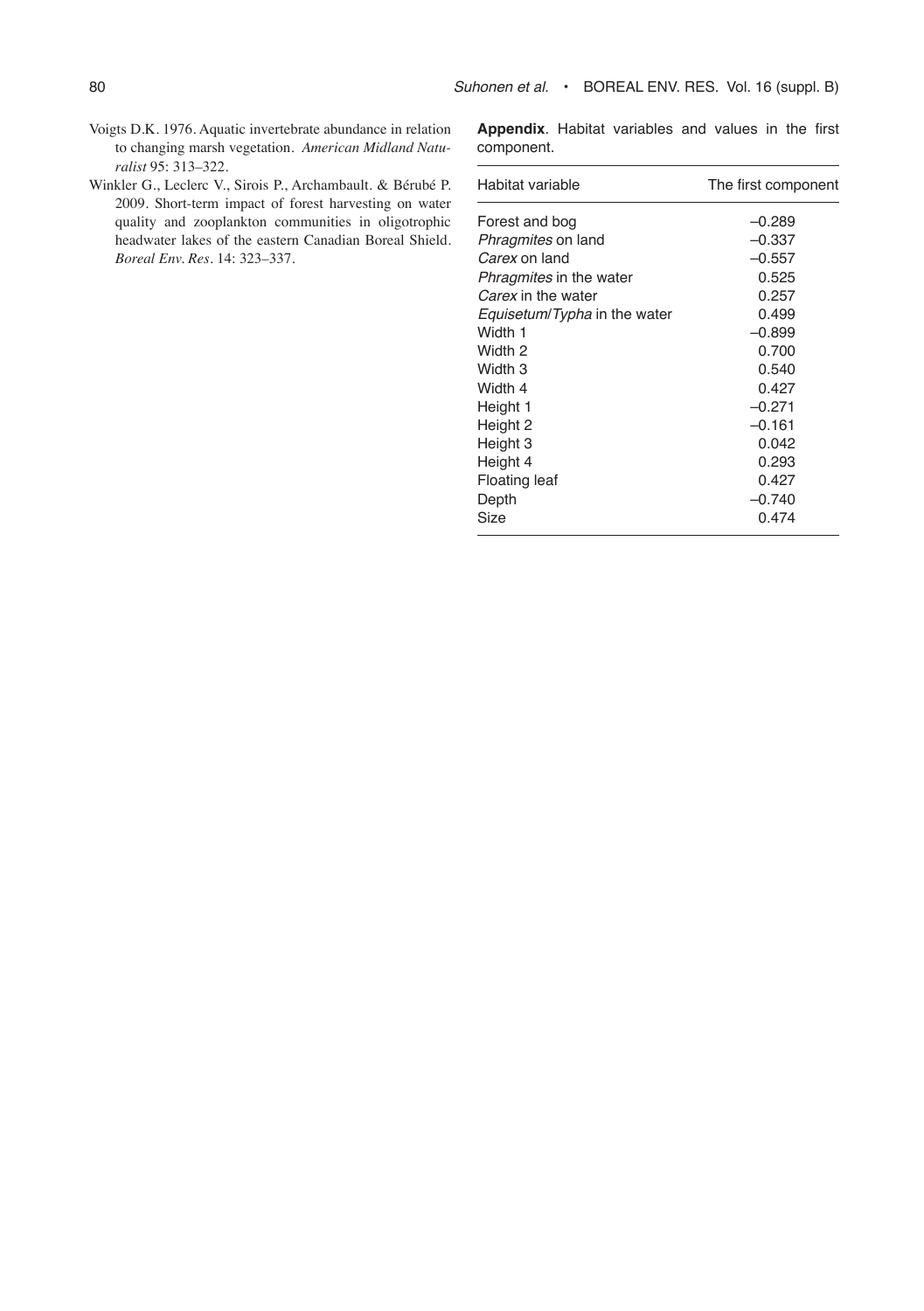Voigts D.K. 1976. Aquatic invertebrate abundance in relation to changing marsh vegetation. *American Midland Naturalist* 95: 313–322.

Winkler G., Leclerc V., Sirois P., Archambault. & Bérubé P. 2009. Short-term impact of forest harvesting on water quality and zooplankton communities in oligotrophic headwater lakes of the eastern Canadian Boreal Shield. *Boreal Env. Res*. 14: 323–337.

**Appendix**. Habitat variables and values in the first component.

| Habitat variable | The first component |
|---|---|
| Forest and bog | –0.289 |
| *Phragmites* on land | –0.337 |
| *Carex* on land | –0.557 |
| *Phragmites* in the water | 0.525 |
| *Carex* in the water | 0.257 |
| *Equisetum*/*Typha* in the water | 0.499 |
| Width 1 | –0.899 |
| Width 2 | 0.700 |
| Width 3 | 0.540 |
| Width 4 | 0.427 |
| Height 1 | –0.271 |
| Height 2 | –0.161 |
| Height 3 | 0.042 |
| Height 4 | 0.293 |
| Floating leaf | 0.427 |
| Depth | –0.740 |
| Size | 0.474 |